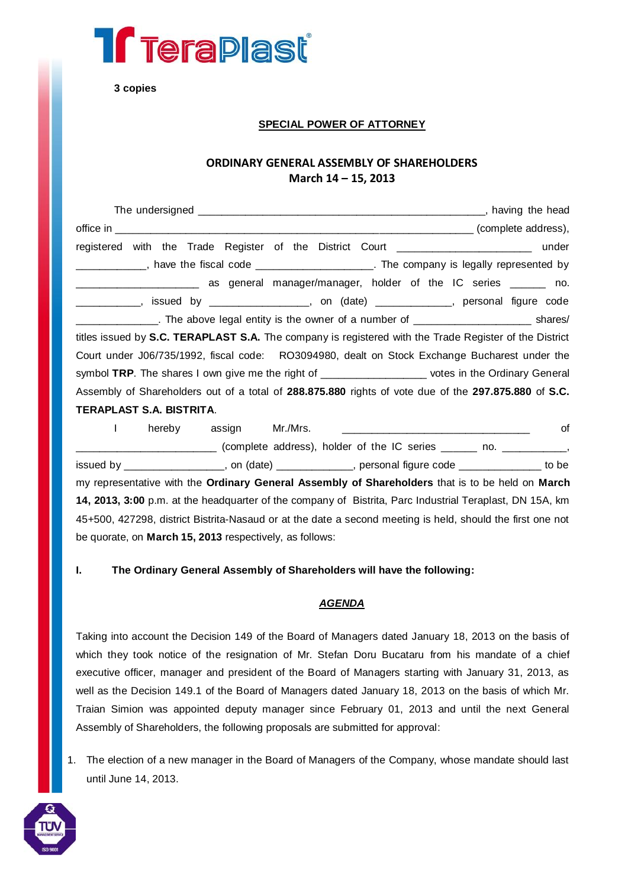**3 copies**

**SPECIAL POWER OF ATTORNEY**

**ORDINARY GENERAL ASSEMBLY OF SHAREHOLDERS**
**March 14 – 15, 2013**

The undersigned ________________________________________________, having the head office in ____________________________________________________________ (complete address), registered with the Trade Register of the District Court ______________________ under ____________, have the fiscal code ___________________. The company is legally represented by ____________________ as general manager/manager, holder of the IC series ______ no. ___________, issued by ________________, on (date) ____________, personal figure code _____________. The above legal entity is the owner of a number of ___________________ shares/ titles issued by **S.C. TERAPLAST S.A.** The company is registered with the Trade Register of the District Court under J06/735/1992, fiscal code: RO3094980, dealt on Stock Exchange Bucharest under the symbol **TRP**. The shares I own give me the right of _________________ votes in the Ordinary General Assembly of Shareholders out of a total of **288.875.880** rights of vote due of the **297.875.880** of **S.C. TERAPLAST S.A. BISTRITA**.

I hereby assign Mr./Mrs. ________________________________ of _______________________ (complete address), holder of the IC series ______ no. ___________, issued by ________________, on (date) ____________, personal figure code _____________ to be my representative with the **Ordinary General Assembly of Shareholders** that is to be held on **March 14, 2013, 3:00** p.m. at the headquarter of the company of Bistrita, Parc Industrial Teraplast, DN 15A, km 45+500, 427298, district Bistrita-Nasaud or at the date a second meeting is held, should the first one not be quorate, on **March 15, 2013** respectively, as follows:

**I. The Ordinary General Assembly of Shareholders will have the following:**

***AGENDA***

Taking into account the Decision 149 of the Board of Managers dated January 18, 2013 on the basis of which they took notice of the resignation of Mr. Stefan Doru Bucataru from his mandate of a chief executive officer, manager and president of the Board of Managers starting with January 31, 2013, as well as the Decision 149.1 of the Board of Managers dated January 18, 2013 on the basis of which Mr. Traian Simion was appointed deputy manager since February 01, 2013 and until the next General Assembly of Shareholders, the following proposals are submitted for approval:

1. The election of a new manager in the Board of Managers of the Company, whose mandate should last until June 14, 2013.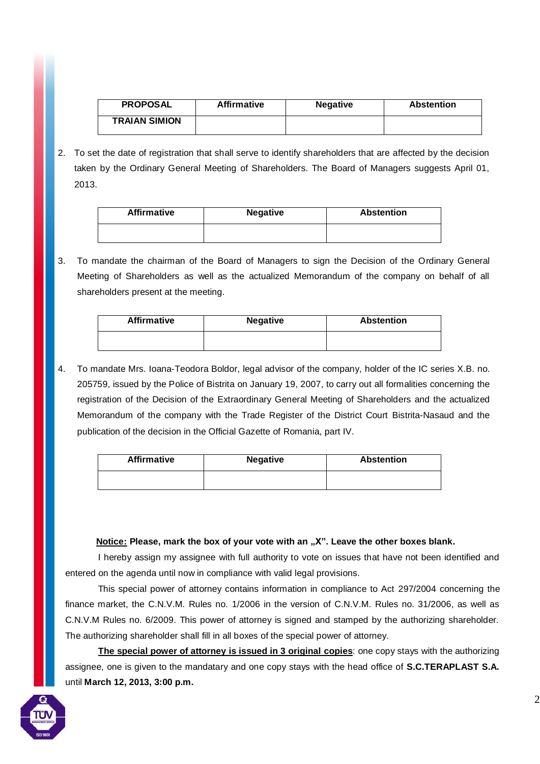| PROPOSAL | Affirmative | Negative | Abstention |
| --- | --- | --- | --- |
| TRAIAN SIMION | | | |

2. To set the date of registration that shall serve to identify shareholders that are affected by the decision taken by the Ordinary General Meeting of Shareholders. The Board of Managers suggests April 01, 2013.

| Affirmative | Negative | Abstention |
| --- | --- | --- |
| | | |

3. To mandate the chairman of the Board of Managers to sign the Decision of the Ordinary General Meeting of Shareholders as well as the actualized Memorandum of the company on behalf of all shareholders present at the meeting.

| Affirmative | Negative | Abstention |
| --- | --- | --- |
| | | |

4. To mandate Mrs. Ioana-Teodora Boldor, legal advisor of the company, holder of the IC series X.B. no. 205759, issued by the Police of Bistrita on January 19, 2007, to carry out all formalities concerning the registration of the Decision of the Extraordinary General Meeting of Shareholders and the actualized Memorandum of the company with the Trade Register of the District Court Bistrita-Nasaud and the publication of the decision in the Official Gazette of Romania, part IV.

| Affirmative | Negative | Abstention |
| --- | --- | --- |
| | | |

**Notice: Please, mark the box of your vote with an „X". Leave the other boxes blank.**

I hereby assign my assignee with full authority to vote on issues that have not been identified and entered on the agenda until now in compliance with valid legal provisions.

This special power of attorney contains information in compliance to Act 297/2004 concerning the finance market, the C.N.V.M. Rules no. 1/2006 in the version of C.N.V.M. Rules no. 31/2006, as well as C.N.V.M Rules no. 6/2009. This power of attorney is signed and stamped by the authorizing shareholder. The authorizing shareholder shall fill in all boxes of the special power of attorney.

**The special power of attorney is issued in 3 original copies**: one copy stays with the authorizing assignee, one is given to the mandatary and one copy stays with the head office of **S.C.TERAPLAST S.A.** until **March 12, 2013, 3:00 p.m.**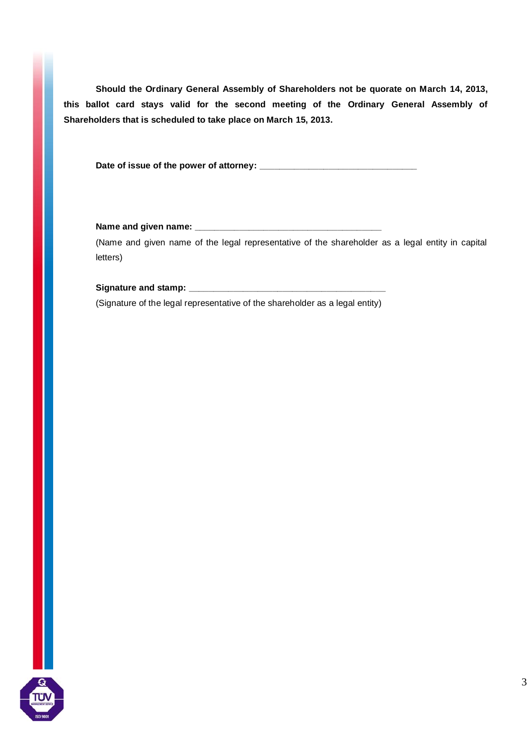**Should the Ordinary General Assembly of Shareholders not be quorate on March 14, 2013, this ballot card stays valid for the second meeting of the Ordinary General Assembly of Shareholders that is scheduled to take place on March 15, 2013.**

**Date of issue of the power of attorney: ________________________________**

**Name and given name: ______________________________________**

(Name and given name of the legal representative of the shareholder as a legal entity in capital letters)

**Signature and stamp: ________________________________________**

(Signature of the legal representative of the shareholder as a legal entity)